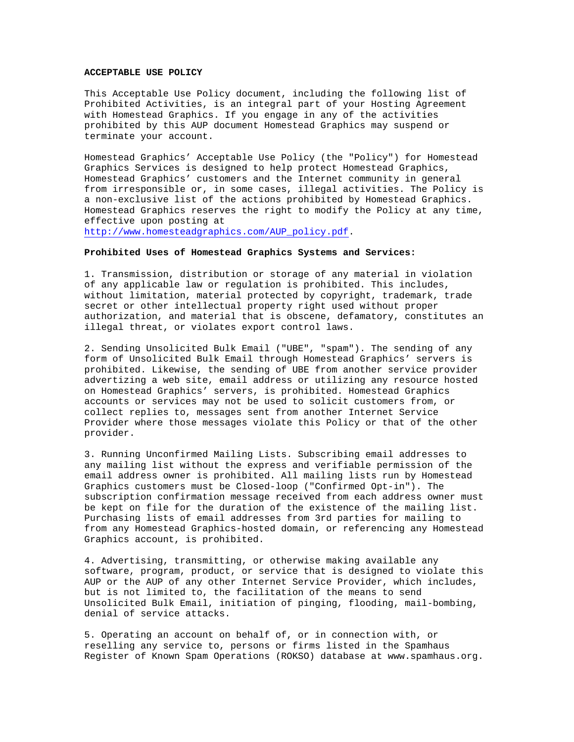**ACCEPTABLE USE POLICY**

This Acceptable Use Policy document, including the following list of Prohibited Activities, is an integral part of your Hosting Agreement with Homestead Graphics. If you engage in any of the activities prohibited by this AUP document Homestead Graphics may suspend or terminate your account.

Homestead Graphics' Acceptable Use Policy (the "Policy") for Homestead Graphics Services is designed to help protect Homestead Graphics, Homestead Graphics' customers and the Internet community in general from irresponsible or, in some cases, illegal activities. The Policy is a non-exclusive list of the actions prohibited by Homestead Graphics. Homestead Graphics reserves the right to modify the Policy at any time, effective upon posting at http://www.homesteadgraphics.com/AUP_policy.pdf.

**Prohibited Uses of Homestead Graphics Systems and Services:**

1. Transmission, distribution or storage of any material in violation of any applicable law or regulation is prohibited. This includes, without limitation, material protected by copyright, trademark, trade secret or other intellectual property right used without proper authorization, and material that is obscene, defamatory, constitutes an illegal threat, or violates export control laws.

2. Sending Unsolicited Bulk Email ("UBE", "spam"). The sending of any form of Unsolicited Bulk Email through Homestead Graphics' servers is prohibited. Likewise, the sending of UBE from another service provider advertizing a web site, email address or utilizing any resource hosted on Homestead Graphics' servers, is prohibited. Homestead Graphics accounts or services may not be used to solicit customers from, or collect replies to, messages sent from another Internet Service Provider where those messages violate this Policy or that of the other provider.

3. Running Unconfirmed Mailing Lists. Subscribing email addresses to any mailing list without the express and verifiable permission of the email address owner is prohibited. All mailing lists run by Homestead Graphics customers must be Closed-loop ("Confirmed Opt-in"). The subscription confirmation message received from each address owner must be kept on file for the duration of the existence of the mailing list. Purchasing lists of email addresses from 3rd parties for mailing to from any Homestead Graphics-hosted domain, or referencing any Homestead Graphics account, is prohibited.

4. Advertising, transmitting, or otherwise making available any software, program, product, or service that is designed to violate this AUP or the AUP of any other Internet Service Provider, which includes, but is not limited to, the facilitation of the means to send Unsolicited Bulk Email, initiation of pinging, flooding, mail-bombing, denial of service attacks.

5. Operating an account on behalf of, or in connection with, or reselling any service to, persons or firms listed in the Spamhaus Register of Known Spam Operations (ROKSO) database at www.spamhaus.org.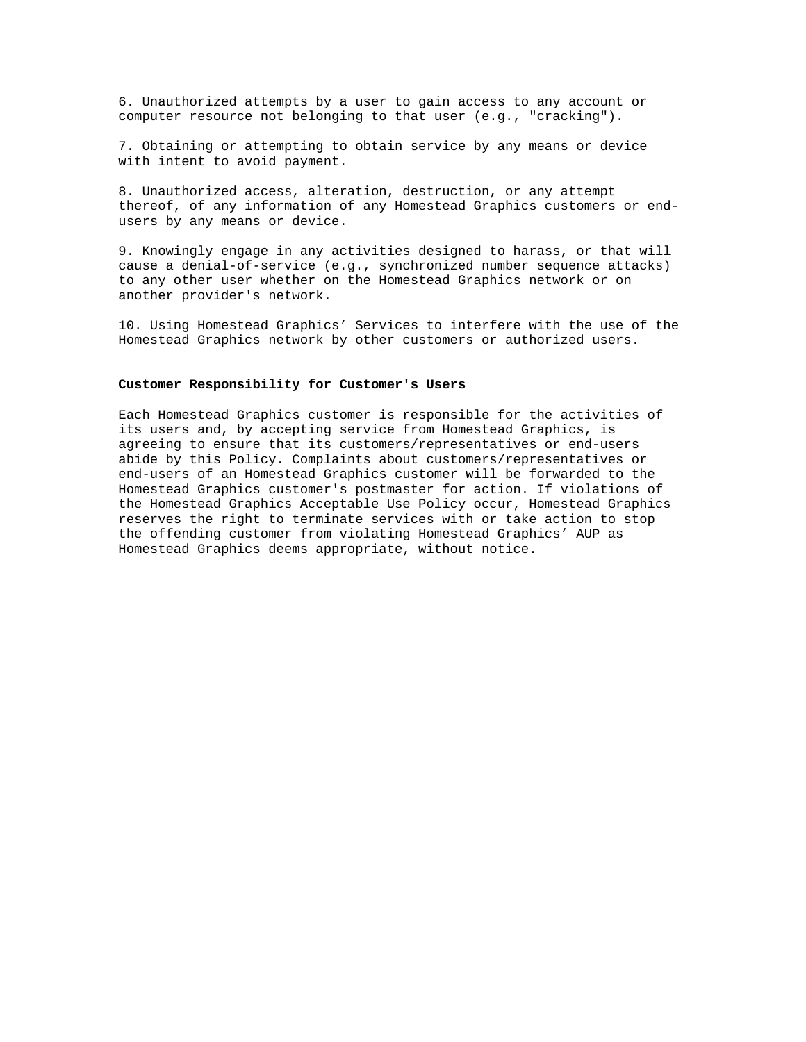6. Unauthorized attempts by a user to gain access to any account or computer resource not belonging to that user (e.g., "cracking").

7. Obtaining or attempting to obtain service by any means or device with intent to avoid payment.

8. Unauthorized access, alteration, destruction, or any attempt thereof, of any information of any Homestead Graphics customers or end-users by any means or device.

9. Knowingly engage in any activities designed to harass, or that will cause a denial-of-service (e.g., synchronized number sequence attacks) to any other user whether on the Homestead Graphics network or on another provider's network.

10. Using Homestead Graphics' Services to interfere with the use of the Homestead Graphics network by other customers or authorized users.

**Customer Responsibility for Customer's Users**

Each Homestead Graphics customer is responsible for the activities of its users and, by accepting service from Homestead Graphics, is agreeing to ensure that its customers/representatives or end-users abide by this Policy. Complaints about customers/representatives or end-users of an Homestead Graphics customer will be forwarded to the Homestead Graphics customer's postmaster for action. If violations of the Homestead Graphics Acceptable Use Policy occur, Homestead Graphics reserves the right to terminate services with or take action to stop the offending customer from violating Homestead Graphics' AUP as Homestead Graphics deems appropriate, without notice.